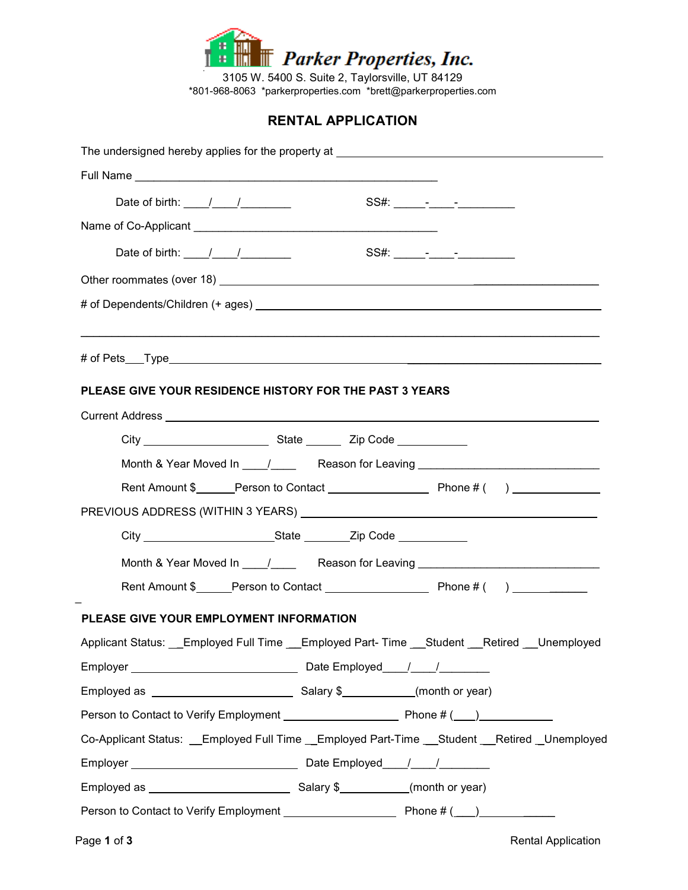**Parker Properties, Inc.**

3105 W. 5400 S. Suite 2, Taylorsville, UT 84129

*801-968-8063 *parkerproperties.com *brett@parkerproperties.com

# RENTAL APPLICATION

The undersigned hereby applies for the property at ____________________________________________

Full Name ________________________________________________

Date of birth: ____/____/________ SS#: _____-____-_________

Name of Co-Applicant ______________________________________

Date of birth: ____/____/________ SS#: _____-____-_________

Other roommates (over 18) ____________________________________________________________

# of Dependents/Children (+ ages) _____________________________________________________

____________________________________________________________________________

# of Pets___Type_______________________________________________________________

**PLEASE GIVE YOUR RESIDENCE HISTORY FOR THE PAST 3 YEARS**

Current Address ______________________________________________________________

City ____________________ State ______ Zip Code ___________

Month & Year Moved In ____/____ Reason for Leaving _____________________________

Rent Amount $______Person to Contact ________________ Phone # (     ) ______________

PREVIOUS ADDRESS (WITHIN 3 YEARS) _____________________________________________

City ____________________State _______Zip Code ___________

Month & Year Moved In ____/____ Reason for Leaving _____________________________

Rent Amount $______Person to Contact ________________ Phone # (     ) ____________

**PLEASE GIVE YOUR EMPLOYMENT INFORMATION**

Applicant Status: __Employed Full Time __Employed Part- Time __Student __Retired __Unemployed

Employer __________________________ Date Employed____/____/________

Employed as ______________________ Salary $___________(month or year)

Person to Contact to Verify Employment __________________ Phone # (___)___________

Co-Applicant Status: __Employed Full Time __Employed Part-Time __Student __Retired __Unemployed

Employer __________________________ Date Employed____/____/________

Employed as ______________________ Salary $___________(month or year)

Person to Contact to Verify Employment __________________ Phone # (___)___________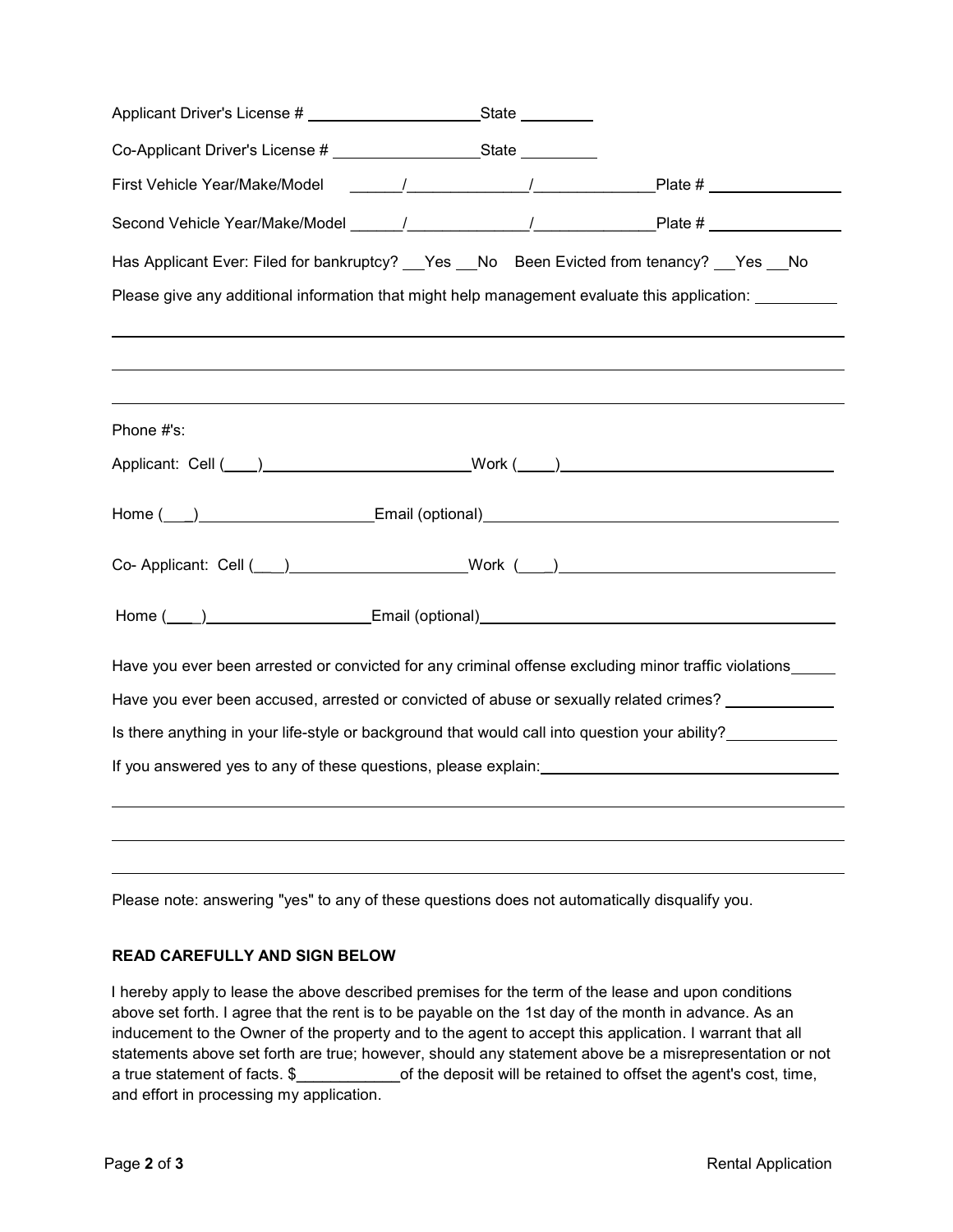Applicant Driver's License # ____________________ State ________

Co-Applicant Driver's License # _________________ State _________

First Vehicle Year/Make/Model ______/______________/______________ Plate # ________________

Second Vehicle Year/Make/Model ______/______________/______________ Plate # ________________

Has Applicant Ever: Filed for bankruptcy? ___Yes ___No Been Evicted from tenancy? ___Yes ___No

Please give any additional information that might help management evaluate this application: __________

_______________________________________________________________________________

_______________________________________________________________________________

_______________________________________________________________________________

Phone #'s:

Applicant: Cell (____)________________________ Work (____)________________________________

Home (___)____________________ Email (optional)________________________________________

Co- Applicant: Cell (___)____________________ Work (___)________________________________

Home (___)___________________ Email (optional)_________________________________________

Have you ever been arrested or convicted for any criminal offense excluding minor traffic violations_____

Have you ever been accused, arrested or convicted of abuse or sexually related crimes? _____________

Is there anything in your life-style or background that would call into question your ability?_____________

If you answered yes to any of these questions, please explain:_______________________________________

_______________________________________________________________________________

_______________________________________________________________________________

_______________________________________________________________________________

Please note: answering "yes" to any of these questions does not automatically disqualify you.

**READ CAREFULLY AND SIGN BELOW**

I hereby apply to lease the above described premises for the term of the lease and upon conditions above set forth. I agree that the rent is to be payable on the 1st day of the month in advance. As an inducement to the Owner of the property and to the agent to accept this application. I warrant that all statements above set forth are true; however, should any statement above be a misrepresentation or not a true statement of facts. $____________of the deposit will be retained to offset the agent's cost, time, and effort in processing my application.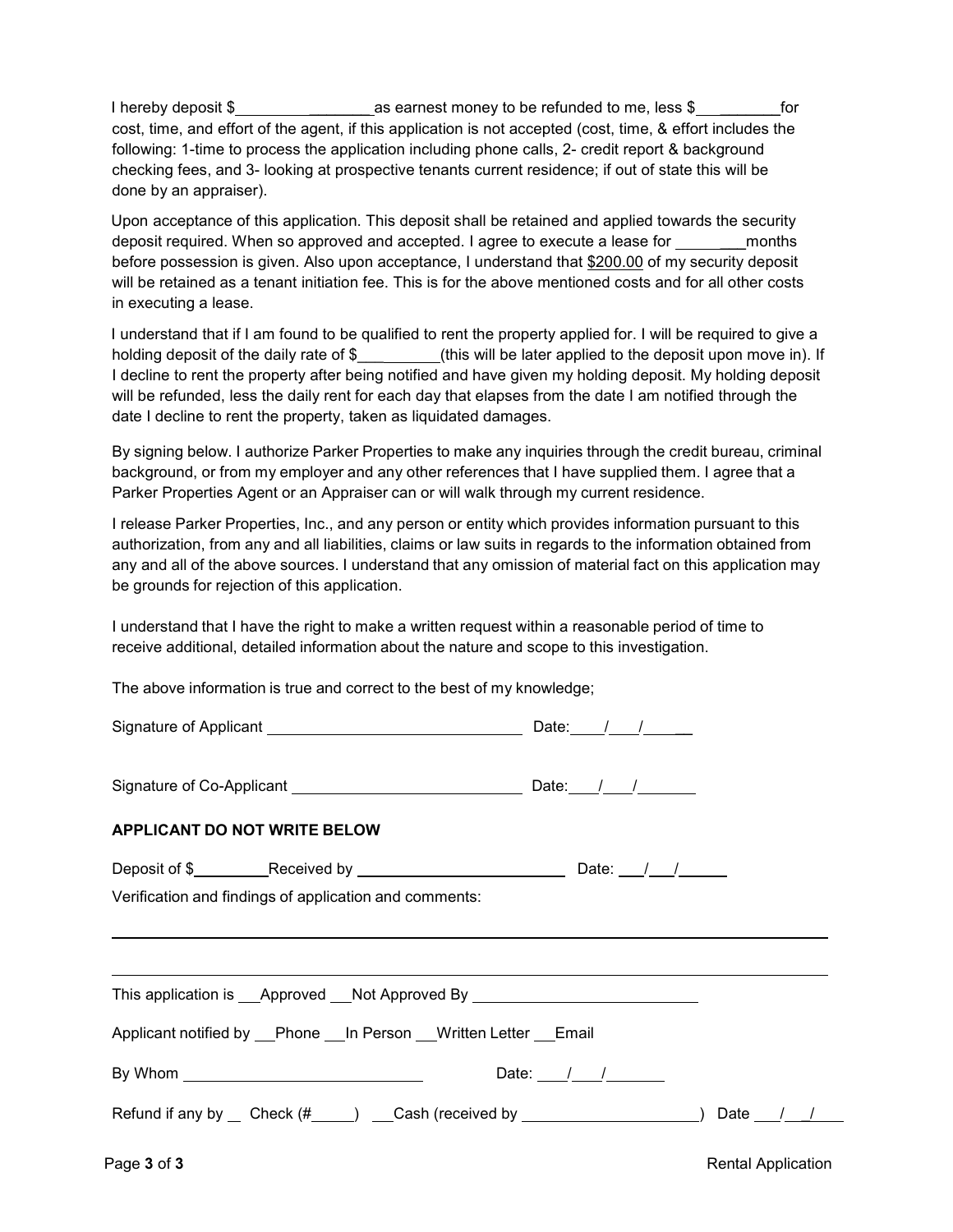I hereby deposit $________________as earnest money to be refunded to me, less $___________for cost, time, and effort of the agent, if this application is not accepted (cost, time, & effort includes the following: 1-time to process the application including phone calls, 2- credit report & background checking fees, and 3- looking at prospective tenants current residence; if out of state this will be done by an appraiser).

Upon acceptance of this application. This deposit shall be retained and applied towards the security deposit required. When so approved and accepted. I agree to execute a lease for ___________months before possession is given. Also upon acceptance, I understand that $200.00 of my security deposit will be retained as a tenant initiation fee. This is for the above mentioned costs and for all other costs in executing a lease.

I understand that if I am found to be qualified to rent the property applied for. I will be required to give a holding deposit of the daily rate of $___________(this will be later applied to the deposit upon move in). If I decline to rent the property after being notified and have given my holding deposit. My holding deposit will be refunded, less the daily rent for each day that elapses from the date I am notified through the date I decline to rent the property, taken as liquidated damages.

By signing below. I authorize Parker Properties to make any inquiries through the credit bureau, criminal background, or from my employer and any other references that I have supplied them. I agree that a Parker Properties Agent or an Appraiser can or will walk through my current residence.

I release Parker Properties, Inc., and any person or entity which provides information pursuant to this authorization, from any and all liabilities, claims or law suits in regards to the information obtained from any and all of the above sources. I understand that any omission of material fact on this application may be grounds for rejection of this application.

I understand that I have the right to make a written request within a reasonable period of time to receive additional, detailed information about the nature and scope to this investigation.

The above information is true and correct to the best of my knowledge;

Signature of Applicant ______________________________ Date:____/___/______

Signature of Co-Applicant ___________________________ Date:___/___/_______

**APPLICANT DO NOT WRITE BELOW**

Deposit of $_________Received by _________________________ Date: ___/___/______

Verification and findings of application and comments:

___________________________________________________________________________

___________________________________________________________________________

This application is ___Approved ___Not Approved By __________________________

Applicant notified by ___Phone ___In Person ___Written Letter ___Email

By Whom ____________________________ Date: ___/___/_______

Refund if any by __ Check (#_____) ___Cash (received by ____________________) Date ___/___/___